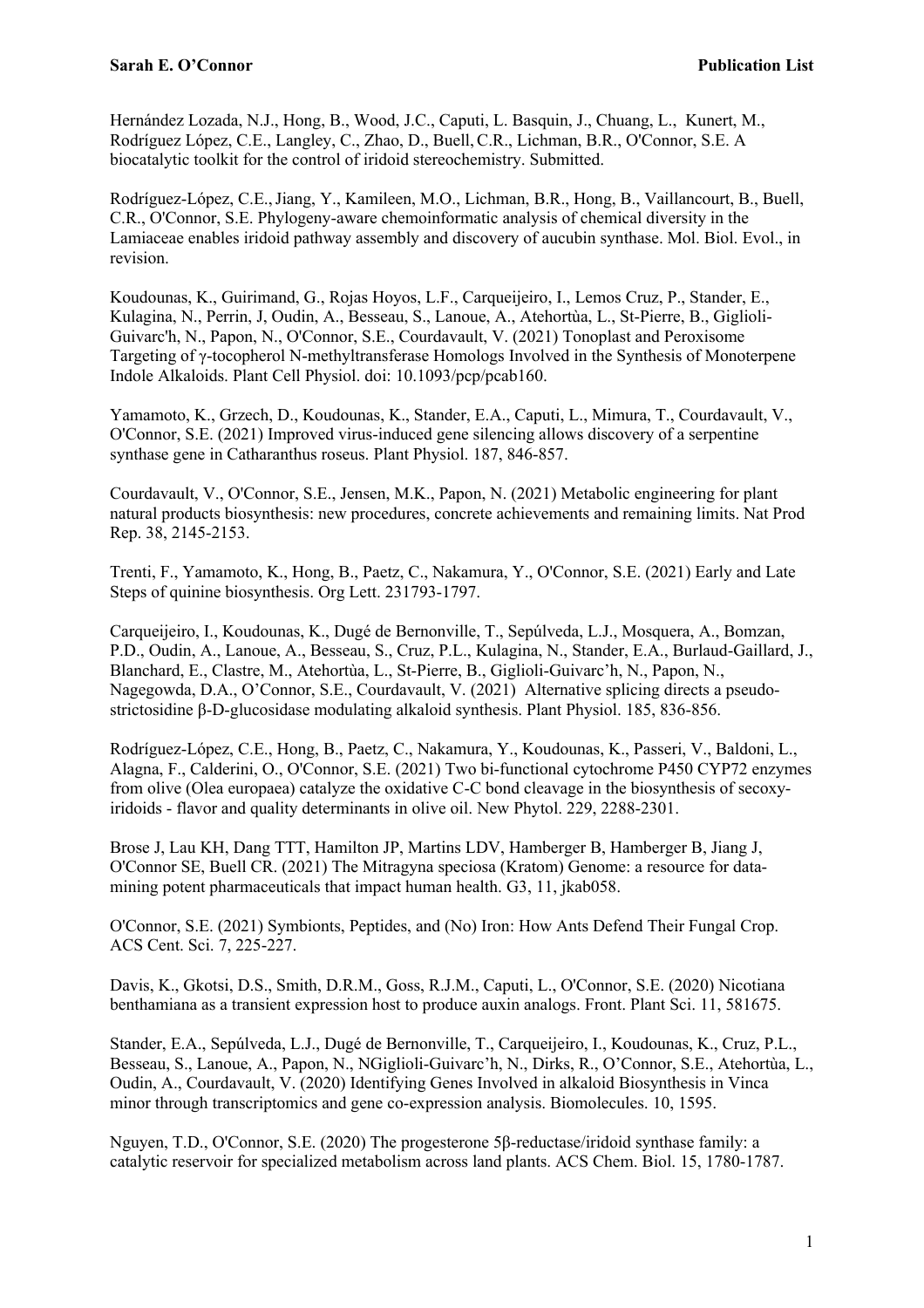Hernández Lozada, N.J., Hong, B., Wood, J.C., Caputi, L. Basquin, J., Chuang, L., Kunert, M., Rodríguez López, C.E., Langley, C., Zhao, D., Buell, C.R., Lichman, B.R., O'Connor, S.E. A biocatalytic toolkit for the control of iridoid stereochemistry. Submitted.

Rodríguez-López, C.E., Jiang, Y., Kamileen, M.O., Lichman, B.R., Hong, B., Vaillancourt, B., Buell, C.R., O'Connor, S.E. Phylogeny-aware chemoinformatic analysis of chemical diversity in the Lamiaceae enables iridoid pathway assembly and discovery of aucubin synthase. Mol. Biol. Evol., in revision.

Koudounas, K., Guirimand, G., Rojas Hoyos, L.F., Carqueijeiro, I., Lemos Cruz, P., Stander, E., Kulagina, N., Perrin, J, Oudin, A., Besseau, S., Lanoue, A., Atehortùa, L., St-Pierre, B., Giglioli-Guivarc'h, N., Papon, N., O'Connor, S.E., Courdavault, V. (2021) Tonoplast and Peroxisome Targeting of γ-tocopherol N-methyltransferase Homologs Involved in the Synthesis of Monoterpene Indole Alkaloids. Plant Cell Physiol. doi: 10.1093/pcp/pcab160.

Yamamoto, K., Grzech, D., Koudounas, K., Stander, E.A., Caputi, L., Mimura, T., Courdavault, V., O'Connor, S.E. (2021) Improved virus-induced gene silencing allows discovery of a serpentine synthase gene in Catharanthus roseus. Plant Physiol. 187, 846-857.

Courdavault, V., O'Connor, S.E., Jensen, M.K., Papon, N. (2021) Metabolic engineering for plant natural products biosynthesis: new procedures, concrete achievements and remaining limits. Nat Prod Rep. 38, 2145-2153.

Trenti, F., Yamamoto, K., Hong, B., Paetz, C., Nakamura, Y., O'Connor, S.E. (2021) Early and Late Steps of quinine biosynthesis. Org Lett. 231793-1797.

Carqueijeiro, I., Koudounas, K., Dugé de Bernonville, T., Sepúlveda, L.J., Mosquera, A., Bomzan, P.D., Oudin, A., Lanoue, A., Besseau, S., Cruz, P.L., Kulagina, N., Stander, E.A., Burlaud-Gaillard, J., Blanchard, E., Clastre, M., Atehortùa, L., St-Pierre, B., Giglioli-Guivarc'h, N., Papon, N., Nagegowda, D.A., O'Connor, S.E., Courdavault, V. (2021) Alternative splicing directs a pseudo-strictosidine β-D-glucosidase modulating alkaloid synthesis. Plant Physiol. 185, 836-856.

Rodríguez-López, C.E., Hong, B., Paetz, C., Nakamura, Y., Koudounas, K., Passeri, V., Baldoni, L., Alagna, F., Calderini, O., O'Connor, S.E. (2021) Two bi-functional cytochrome P450 CYP72 enzymes from olive (Olea europaea) catalyze the oxidative C-C bond cleavage in the biosynthesis of secoxy-iridoids - flavor and quality determinants in olive oil. New Phytol. 229, 2288-2301.

Brose J, Lau KH, Dang TTT, Hamilton JP, Martins LDV, Hamberger B, Hamberger B, Jiang J, O'Connor SE, Buell CR. (2021) The Mitragyna speciosa (Kratom) Genome: a resource for data-mining potent pharmaceuticals that impact human health. G3, 11, jkab058.

O'Connor, S.E. (2021) Symbionts, Peptides, and (No) Iron: How Ants Defend Their Fungal Crop. ACS Cent. Sci. 7, 225-227.

Davis, K., Gkotsi, D.S., Smith, D.R.M., Goss, R.J.M., Caputi, L., O'Connor, S.E. (2020) Nicotiana benthamiana as a transient expression host to produce auxin analogs. Front. Plant Sci. 11, 581675.

Stander, E.A., Sepúlveda, L.J., Dugé de Bernonville, T., Carqueijeiro, I., Koudounas, K., Cruz, P.L., Besseau, S., Lanoue, A., Papon, N., NGiglioli-Guivarc'h, N., Dirks, R., O'Connor, S.E., Atehortùa, L., Oudin, A., Courdavault, V. (2020) Identifying Genes Involved in alkaloid Biosynthesis in Vinca minor through transcriptomics and gene co-expression analysis. Biomolecules. 10, 1595.

Nguyen, T.D., O'Connor, S.E. (2020) The progesterone 5β-reductase/iridoid synthase family: a catalytic reservoir for specialized metabolism across land plants. ACS Chem. Biol. 15, 1780-1787.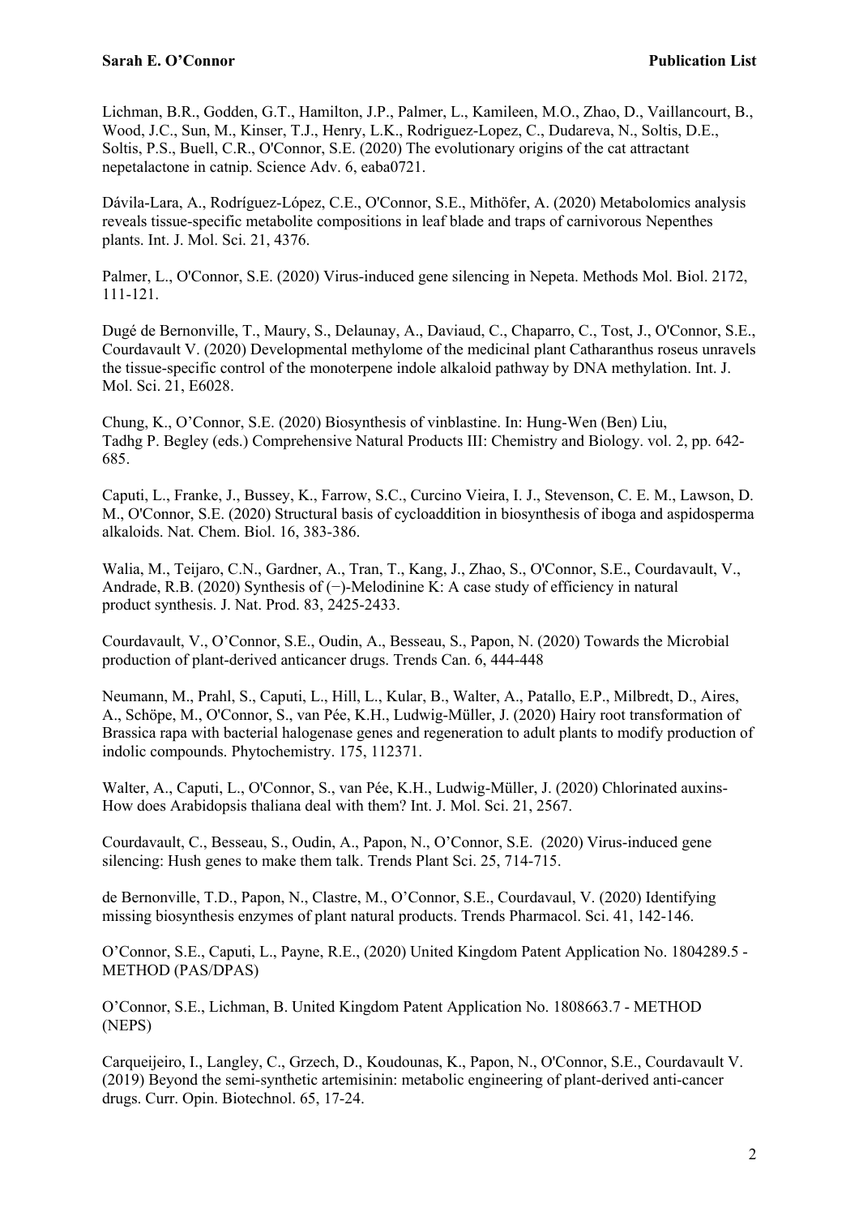Lichman, B.R., Godden, G.T., Hamilton, J.P., Palmer, L., Kamileen, M.O., Zhao, D., Vaillancourt, B., Wood, J.C., Sun, M., Kinser, T.J., Henry, L.K., Rodriguez-Lopez, C., Dudareva, N., Soltis, D.E., Soltis, P.S., Buell, C.R., O'Connor, S.E. (2020) The evolutionary origins of the cat attractant nepetalactone in catnip. Science Adv. 6, eaba0721.

Dávila-Lara, A., Rodríguez-López, C.E., O'Connor, S.E., Mithöfer, A. (2020) Metabolomics analysis reveals tissue-specific metabolite compositions in leaf blade and traps of carnivorous Nepenthes plants. Int. J. Mol. Sci. 21, 4376.

Palmer, L., O'Connor, S.E. (2020) Virus-induced gene silencing in Nepeta. Methods Mol. Biol. 2172, 111-121.

Dugé de Bernonville, T., Maury, S., Delaunay, A., Daviaud, C., Chaparro, C., Tost, J., O'Connor, S.E., Courdavault V. (2020) Developmental methylome of the medicinal plant Catharanthus roseus unravels the tissue-specific control of the monoterpene indole alkaloid pathway by DNA methylation. Int. J. Mol. Sci. 21, E6028.

Chung, K., O'Connor, S.E. (2020) Biosynthesis of vinblastine. In: Hung-Wen (Ben) Liu, Tadhg P. Begley (eds.) Comprehensive Natural Products III: Chemistry and Biology. vol. 2, pp. 642-685.

Caputi, L., Franke, J., Bussey, K., Farrow, S.C., Curcino Vieira, I. J., Stevenson, C. E. M., Lawson, D. M., O'Connor, S.E. (2020) Structural basis of cycloaddition in biosynthesis of iboga and aspidosperma alkaloids. Nat. Chem. Biol. 16, 383-386.

Walia, M., Teijaro, C.N., Gardner, A., Tran, T., Kang, J., Zhao, S., O'Connor, S.E., Courdavault, V., Andrade, R.B. (2020) Synthesis of (−)-Melodinine K: A case study of efficiency in natural product synthesis. J. Nat. Prod. 83, 2425-2433.

Courdavault, V., O'Connor, S.E., Oudin, A., Besseau, S., Papon, N. (2020) Towards the Microbial production of plant-derived anticancer drugs. Trends Can. 6, 444-448

Neumann, M., Prahl, S., Caputi, L., Hill, L., Kular, B., Walter, A., Patallo, E.P., Milbredt, D., Aires, A., Schöpe, M., O'Connor, S., van Pée, K.H., Ludwig-Müller, J. (2020) Hairy root transformation of Brassica rapa with bacterial halogenase genes and regeneration to adult plants to modify production of indolic compounds. Phytochemistry. 175, 112371.

Walter, A., Caputi, L., O'Connor, S., van Pée, K.H., Ludwig-Müller, J. (2020) Chlorinated auxins-How does Arabidopsis thaliana deal with them? Int. J. Mol. Sci. 21, 2567.

Courdavault, C., Besseau, S., Oudin, A., Papon, N., O'Connor, S.E. (2020) Virus-induced gene silencing: Hush genes to make them talk. Trends Plant Sci. 25, 714-715.

de Bernonville, T.D., Papon, N., Clastre, M., O'Connor, S.E., Courdavaul, V. (2020) Identifying missing biosynthesis enzymes of plant natural products. Trends Pharmacol. Sci. 41, 142-146.

O'Connor, S.E., Caputi, L., Payne, R.E., (2020) United Kingdom Patent Application No. 1804289.5 - METHOD (PAS/DPAS)

O'Connor, S.E., Lichman, B. United Kingdom Patent Application No. 1808663.7 - METHOD (NEPS)

Carqueijeiro, I., Langley, C., Grzech, D., Koudounas, K., Papon, N., O'Connor, S.E., Courdavault V. (2019) Beyond the semi-synthetic artemisinin: metabolic engineering of plant-derived anti-cancer drugs. Curr. Opin. Biotechnol. 65, 17-24.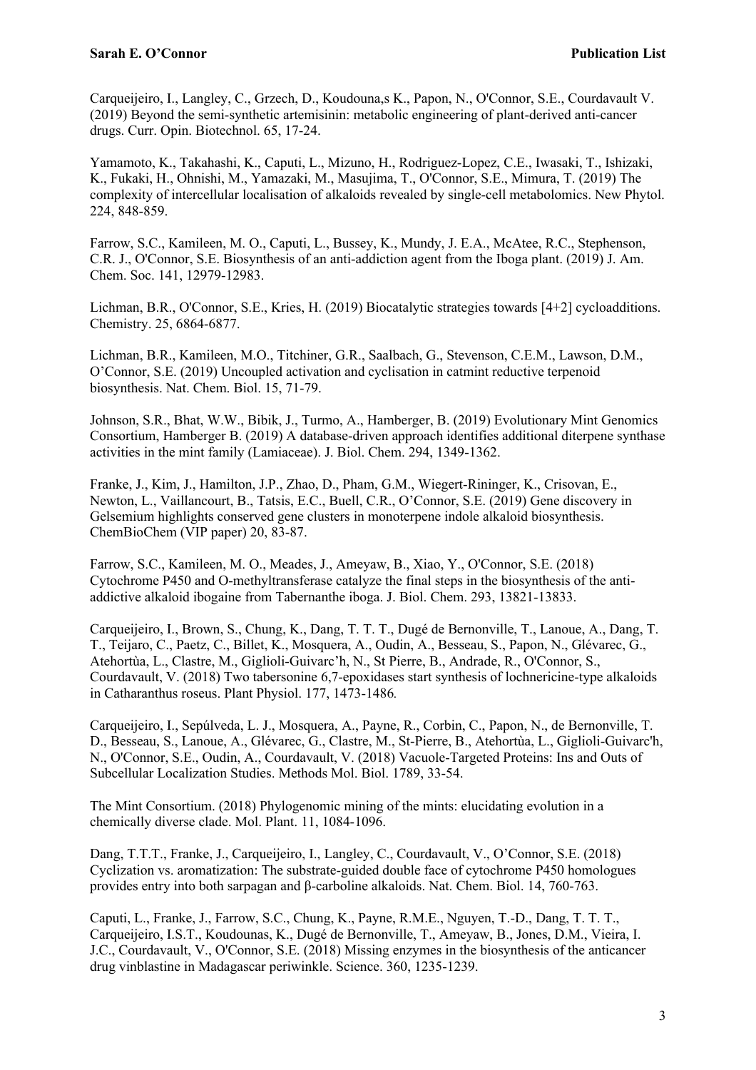Carqueijeiro, I., Langley, C., Grzech, D., Koudouna,s K., Papon, N., O'Connor, S.E., Courdavault V. (2019) Beyond the semi-synthetic artemisinin: metabolic engineering of plant-derived anti-cancer drugs. Curr. Opin. Biotechnol. 65, 17-24.

Yamamoto, K., Takahashi, K., Caputi, L., Mizuno, H., Rodriguez-Lopez, C.E., Iwasaki, T., Ishizaki, K., Fukaki, H., Ohnishi, M., Yamazaki, M., Masujima, T., O'Connor, S.E., Mimura, T. (2019) The complexity of intercellular localisation of alkaloids revealed by single-cell metabolomics. New Phytol. 224, 848-859.

Farrow, S.C., Kamileen, M. O., Caputi, L., Bussey, K., Mundy, J. E.A., McAtee, R.C., Stephenson, C.R. J., O'Connor, S.E. Biosynthesis of an anti-addiction agent from the Iboga plant. (2019) J. Am. Chem. Soc. 141, 12979-12983.

Lichman, B.R., O'Connor, S.E., Kries, H. (2019) Biocatalytic strategies towards [4+2] cycloadditions. Chemistry. 25, 6864-6877.

Lichman, B.R., Kamileen, M.O., Titchiner, G.R., Saalbach, G., Stevenson, C.E.M., Lawson, D.M., O'Connor, S.E. (2019) Uncoupled activation and cyclisation in catmint reductive terpenoid biosynthesis. Nat. Chem. Biol. 15, 71-79.

Johnson, S.R., Bhat, W.W., Bibik, J., Turmo, A., Hamberger, B. (2019) Evolutionary Mint Genomics Consortium, Hamberger B. (2019) A database-driven approach identifies additional diterpene synthase activities in the mint family (Lamiaceae). J. Biol. Chem. 294, 1349-1362.

Franke, J., Kim, J., Hamilton, J.P., Zhao, D., Pham, G.M., Wiegert-Rininger, K., Crisovan, E., Newton, L., Vaillancourt, B., Tatsis, E.C., Buell, C.R., O'Connor, S.E. (2019) Gene discovery in Gelsemium highlights conserved gene clusters in monoterpene indole alkaloid biosynthesis. ChemBioChem (VIP paper) 20, 83-87.

Farrow, S.C., Kamileen, M. O., Meades, J., Ameyaw, B., Xiao, Y., O'Connor, S.E. (2018) Cytochrome P450 and O-methyltransferase catalyze the final steps in the biosynthesis of the anti-addictive alkaloid ibogaine from Tabernanthe iboga. J. Biol. Chem. 293, 13821-13833.

Carqueijeiro, I., Brown, S., Chung, K., Dang, T. T. T., Dugé de Bernonville, T., Lanoue, A., Dang, T. T., Teijaro, C., Paetz, C., Billet, K., Mosquera, A., Oudin, A., Besseau, S., Papon, N., Glévarec, G., Atehortùa, L., Clastre, M., Giglioli-Guivarc'h, N., St Pierre, B., Andrade, R., O'Connor, S., Courdavault, V. (2018) Two tabersonine 6,7-epoxidases start synthesis of lochnericine-type alkaloids in Catharanthus roseus. Plant Physiol. 177, 1473-1486*.*

Carqueijeiro, I., Sepúlveda, L. J., Mosquera, A., Payne, R., Corbin, C., Papon, N., de Bernonville, T. D., Besseau, S., Lanoue, A., Glévarec, G., Clastre, M., St-Pierre, B., Atehortùa, L., Giglioli-Guivarc'h, N., O'Connor, S.E., Oudin, A., Courdavault, V. (2018) Vacuole-Targeted Proteins: Ins and Outs of Subcellular Localization Studies. Methods Mol. Biol. 1789, 33-54.

The Mint Consortium. (2018) Phylogenomic mining of the mints: elucidating evolution in a chemically diverse clade. Mol. Plant. 11, 1084-1096.

Dang, T.T.T., Franke, J., Carqueijeiro, I., Langley, C., Courdavault, V., O'Connor, S.E. (2018) Cyclization vs. aromatization: The substrate-guided double face of cytochrome P450 homologues provides entry into both sarpagan and β-carboline alkaloids. Nat. Chem. Biol. 14, 760-763.

Caputi, L., Franke, J., Farrow, S.C., Chung, K., Payne, R.M.E., Nguyen, T.-D., Dang, T. T. T., Carqueijeiro, I.S.T., Koudounas, K., Dugé de Bernonville, T., Ameyaw, B., Jones, D.M., Vieira, I. J.C., Courdavault, V., O'Connor, S.E. (2018) Missing enzymes in the biosynthesis of the anticancer drug vinblastine in Madagascar periwinkle. Science. 360, 1235-1239.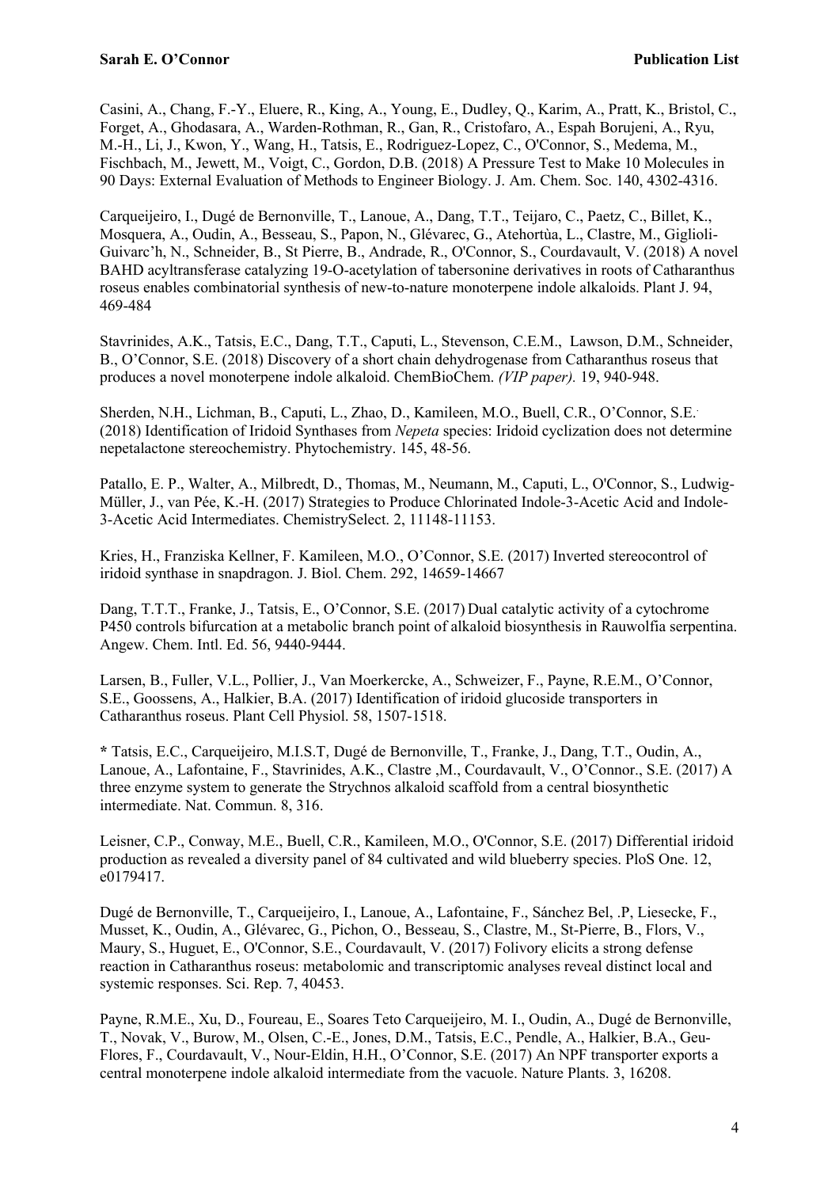Casini, A., Chang, F.-Y., Eluere, R., King, A., Young, E., Dudley, Q., Karim, A., Pratt, K., Bristol, C., Forget, A., Ghodasara, A., Warden-Rothman, R., Gan, R., Cristofaro, A., Espah Borujeni, A., Ryu, M.-H., Li, J., Kwon, Y., Wang, H., Tatsis, E., Rodriguez-Lopez, C., O'Connor, S., Medema, M., Fischbach, M., Jewett, M., Voigt, C., Gordon, D.B. (2018) A Pressure Test to Make 10 Molecules in 90 Days: External Evaluation of Methods to Engineer Biology. J. Am. Chem. Soc. 140, 4302-4316.

Carqueijeiro, I., Dugé de Bernonville, T., Lanoue, A., Dang, T.T., Teijaro, C., Paetz, C., Billet, K., Mosquera, A., Oudin, A., Besseau, S., Papon, N., Glévarec, G., Atehortùa, L., Clastre, M., Giglioli-Guivarc'h, N., Schneider, B., St Pierre, B., Andrade, R., O'Connor, S., Courdavault, V. (2018) A novel BAHD acyltransferase catalyzing 19-O-acetylation of tabersonine derivatives in roots of Catharanthus roseus enables combinatorial synthesis of new-to-nature monoterpene indole alkaloids. Plant J. 94, 469-484

Stavrinides, A.K., Tatsis, E.C., Dang, T.T., Caputi, L., Stevenson, C.E.M., Lawson, D.M., Schneider, B., O'Connor, S.E. (2018) Discovery of a short chain dehydrogenase from Catharanthus roseus that produces a novel monoterpene indole alkaloid. ChemBioChem. *(VIP paper).* 19, 940-948.

Sherden, N.H., Lichman, B., Caputi, L., Zhao, D., Kamileen, M.O., Buell, C.R., O'Connor, S.E. (2018) Identification of Iridoid Synthases from *Nepeta* species: Iridoid cyclization does not determine nepetalactone stereochemistry. Phytochemistry. 145, 48-56.

Patallo, E. P., Walter, A., Milbredt, D., Thomas, M., Neumann, M., Caputi, L., O'Connor, S., Ludwig-Müller, J., van Pée, K.-H. (2017) Strategies to Produce Chlorinated Indole-3-Acetic Acid and Indole-3-Acetic Acid Intermediates. ChemistrySelect. 2, 11148-11153.

Kries, H., Franziska Kellner, F. Kamileen, M.O., O'Connor, S.E. (2017) Inverted stereocontrol of iridoid synthase in snapdragon. J. Biol. Chem. 292, 14659-14667

Dang, T.T.T., Franke, J., Tatsis, E., O'Connor, S.E. (2017) Dual catalytic activity of a cytochrome P450 controls bifurcation at a metabolic branch point of alkaloid biosynthesis in Rauwolfia serpentina. Angew. Chem. Intl. Ed. 56, 9440-9444.

Larsen, B., Fuller, V.L., Pollier, J., Van Moerkercke, A., Schweizer, F., Payne, R.E.M., O'Connor, S.E., Goossens, A., Halkier, B.A. (2017) Identification of iridoid glucoside transporters in Catharanthus roseus. Plant Cell Physiol. 58, 1507-1518.

**\*** Tatsis, E.C., Carqueijeiro, M.I.S.T, Dugé de Bernonville, T., Franke, J., Dang, T.T., Oudin, A., Lanoue, A., Lafontaine, F., Stavrinides, A.K., Clastre ,M., Courdavault, V., O'Connor., S.E. (2017) A three enzyme system to generate the Strychnos alkaloid scaffold from a central biosynthetic intermediate. Nat. Commun. 8, 316.

Leisner, C.P., Conway, M.E., Buell, C.R., Kamileen, M.O., O'Connor, S.E. (2017) Differential iridoid production as revealed a diversity panel of 84 cultivated and wild blueberry species. PloS One. 12, e0179417.

Dugé de Bernonville, T., Carqueijeiro, I., Lanoue, A., Lafontaine, F., Sánchez Bel, .P, Liesecke, F., Musset, K., Oudin, A., Glévarec, G., Pichon, O., Besseau, S., Clastre, M., St-Pierre, B., Flors, V., Maury, S., Huguet, E., O'Connor, S.E., Courdavault, V. (2017) Folivory elicits a strong defense reaction in Catharanthus roseus: metabolomic and transcriptomic analyses reveal distinct local and systemic responses. Sci. Rep. 7, 40453.

Payne, R.M.E., Xu, D., Foureau, E., Soares Teto Carqueijeiro, M. I., Oudin, A., Dugé de Bernonville, T., Novak, V., Burow, M., Olsen, C.-E., Jones, D.M., Tatsis, E.C., Pendle, A., Halkier, B.A., Geu-Flores, F., Courdavault, V., Nour-Eldin, H.H., O'Connor, S.E. (2017) An NPF transporter exports a central monoterpene indole alkaloid intermediate from the vacuole. Nature Plants. 3, 16208.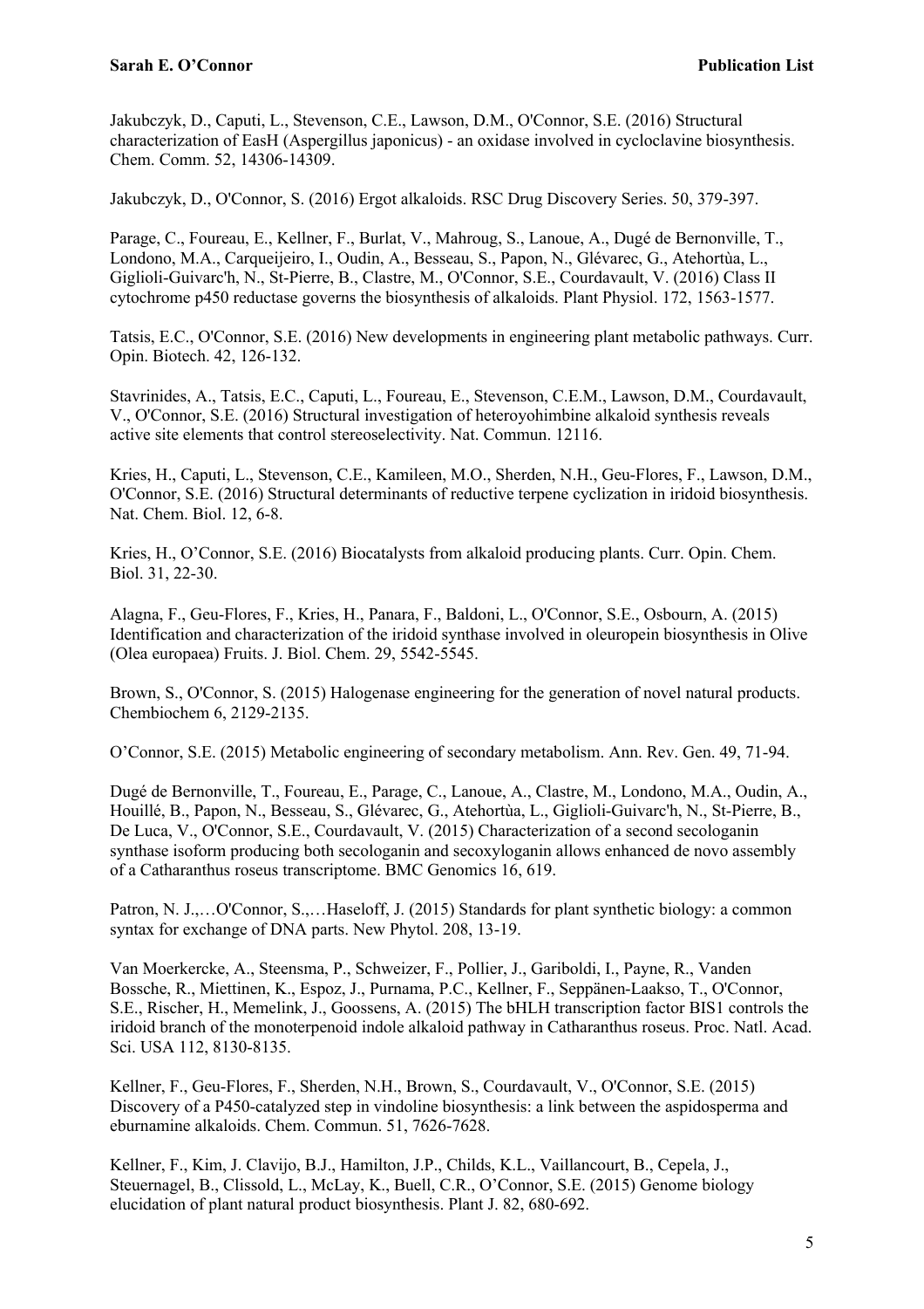Jakubczyk, D., Caputi, L., Stevenson, C.E., Lawson, D.M., O'Connor, S.E. (2016) Structural characterization of EasH (Aspergillus japonicus) - an oxidase involved in cycloclavine biosynthesis. Chem. Comm. 52, 14306-14309.

Jakubczyk, D., O'Connor, S. (2016) Ergot alkaloids. RSC Drug Discovery Series. 50, 379-397.

Parage, C., Foureau, E., Kellner, F., Burlat, V., Mahroug, S., Lanoue, A., Dugé de Bernonville, T., Londono, M.A., Carqueijeiro, I., Oudin, A., Besseau, S., Papon, N., Glévarec, G., Atehortùa, L., Giglioli-Guivarc'h, N., St-Pierre, B., Clastre, M., O'Connor, S.E., Courdavault, V. (2016) Class II cytochrome p450 reductase governs the biosynthesis of alkaloids. Plant Physiol. 172, 1563-1577.

Tatsis, E.C., O'Connor, S.E. (2016) New developments in engineering plant metabolic pathways. Curr. Opin. Biotech. 42, 126-132.

Stavrinides, A., Tatsis, E.C., Caputi, L., Foureau, E., Stevenson, C.E.M., Lawson, D.M., Courdavault, V., O'Connor, S.E. (2016) Structural investigation of heteroyohimbine alkaloid synthesis reveals active site elements that control stereoselectivity. Nat. Commun. 12116.

Kries, H., Caputi, L., Stevenson, C.E., Kamileen, M.O., Sherden, N.H., Geu-Flores, F., Lawson, D.M., O'Connor, S.E. (2016) Structural determinants of reductive terpene cyclization in iridoid biosynthesis. Nat. Chem. Biol. 12, 6-8.

Kries, H., O'Connor, S.E. (2016) Biocatalysts from alkaloid producing plants. Curr. Opin. Chem. Biol. 31, 22-30.

Alagna, F., Geu-Flores, F., Kries, H., Panara, F., Baldoni, L., O'Connor, S.E., Osbourn, A. (2015) Identification and characterization of the iridoid synthase involved in oleuropein biosynthesis in Olive (Olea europaea) Fruits. J. Biol. Chem. 29, 5542-5545.

Brown, S., O'Connor, S. (2015) Halogenase engineering for the generation of novel natural products. Chembiochem 6, 2129-2135.

O'Connor, S.E. (2015) Metabolic engineering of secondary metabolism. Ann. Rev. Gen. 49, 71-94.

Dugé de Bernonville, T., Foureau, E., Parage, C., Lanoue, A., Clastre, M., Londono, M.A., Oudin, A., Houillé, B., Papon, N., Besseau, S., Glévarec, G., Atehortùa, L., Giglioli-Guivarc'h, N., St-Pierre, B., De Luca, V., O'Connor, S.E., Courdavault, V. (2015) Characterization of a second secologanin synthase isoform producing both secologanin and secoxyloganin allows enhanced de novo assembly of a Catharanthus roseus transcriptome. BMC Genomics 16, 619.

Patron, N. J.,…O'Connor, S.,…Haseloff, J. (2015) Standards for plant synthetic biology: a common syntax for exchange of DNA parts. New Phytol. 208, 13-19.

Van Moerkercke, A., Steensma, P., Schweizer, F., Pollier, J., Gariboldi, I., Payne, R., Vanden Bossche, R., Miettinen, K., Espoz, J., Purnama, P.C., Kellner, F., Seppänen-Laakso, T., O'Connor, S.E., Rischer, H., Memelink, J., Goossens, A. (2015) The bHLH transcription factor BIS1 controls the iridoid branch of the monoterpenoid indole alkaloid pathway in Catharanthus roseus. Proc. Natl. Acad. Sci. USA 112, 8130-8135.

Kellner, F., Geu-Flores, F., Sherden, N.H., Brown, S., Courdavault, V., O'Connor, S.E. (2015) Discovery of a P450-catalyzed step in vindoline biosynthesis: a link between the aspidosperma and eburnamine alkaloids. Chem. Commun. 51, 7626-7628.

Kellner, F., Kim, J. Clavijo, B.J., Hamilton, J.P., Childs, K.L., Vaillancourt, B., Cepela, J., Steuernagel, B., Clissold, L., McLay, K., Buell, C.R., O'Connor, S.E. (2015) Genome biology elucidation of plant natural product biosynthesis. Plant J. 82, 680-692.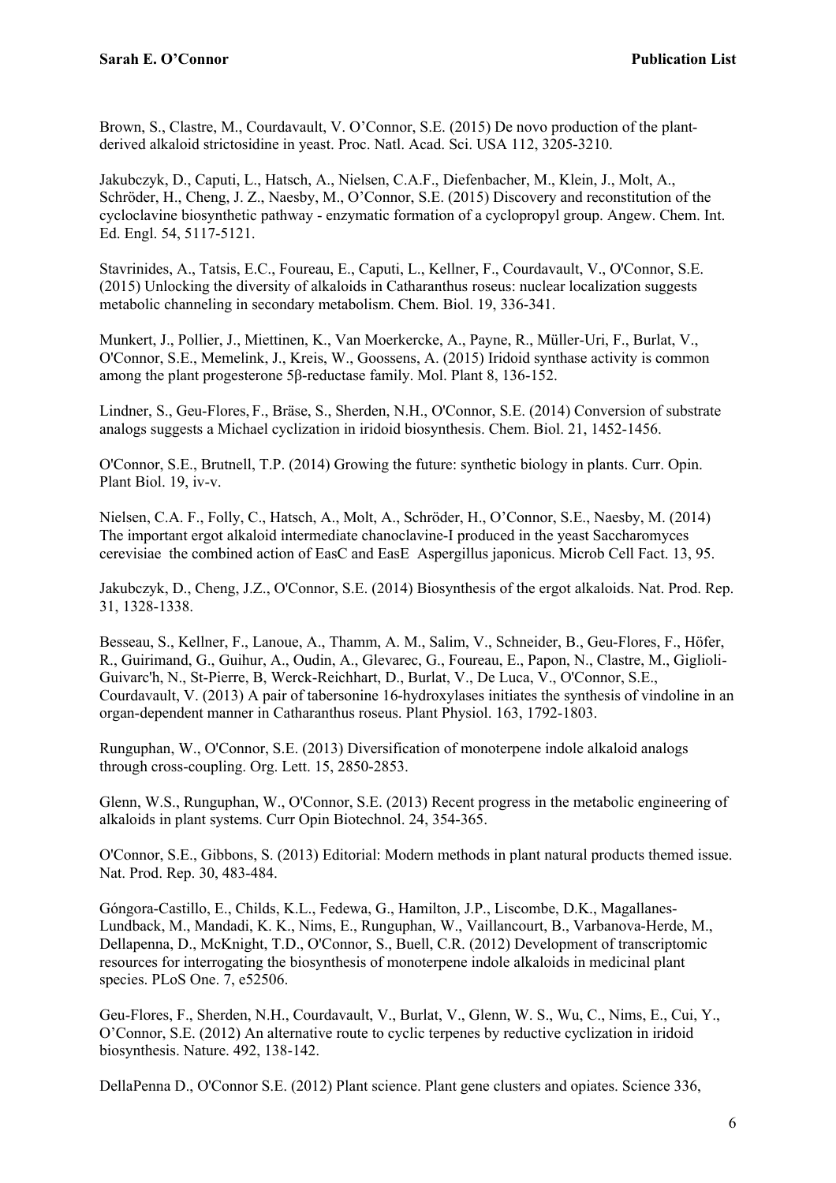Brown, S., Clastre, M., Courdavault, V. O'Connor, S.E. (2015) De novo production of the plant-derived alkaloid strictosidine in yeast. Proc. Natl. Acad. Sci. USA 112, 3205-3210.

Jakubczyk, D., Caputi, L., Hatsch, A., Nielsen, C.A.F., Diefenbacher, M., Klein, J., Molt, A., Schröder, H., Cheng, J. Z., Naesby, M., O'Connor, S.E. (2015) Discovery and reconstitution of the cycloclavine biosynthetic pathway - enzymatic formation of a cyclopropyl group. Angew. Chem. Int. Ed. Engl. 54, 5117-5121.

Stavrinides, A., Tatsis, E.C., Foureau, E., Caputi, L., Kellner, F., Courdavault, V., O'Connor, S.E. (2015) Unlocking the diversity of alkaloids in Catharanthus roseus: nuclear localization suggests metabolic channeling in secondary metabolism. Chem. Biol. 19, 336-341.

Munkert, J., Pollier, J., Miettinen, K., Van Moerkercke, A., Payne, R., Müller-Uri, F., Burlat, V., O'Connor, S.E., Memelink, J., Kreis, W., Goossens, A. (2015) Iridoid synthase activity is common among the plant progesterone 5β-reductase family. Mol. Plant 8, 136-152.

Lindner, S., Geu-Flores, F., Bräse, S., Sherden, N.H., O'Connor, S.E. (2014) Conversion of substrate analogs suggests a Michael cyclization in iridoid biosynthesis. Chem. Biol. 21, 1452-1456.

O'Connor, S.E., Brutnell, T.P. (2014) Growing the future: synthetic biology in plants. Curr. Opin. Plant Biol. 19, iv-v.

Nielsen, C.A. F., Folly, C., Hatsch, A., Molt, A., Schröder, H., O'Connor, S.E., Naesby, M. (2014) The important ergot alkaloid intermediate chanoclavine-I produced in the yeast Saccharomyces cerevisiae the combined action of EasC and EasE Aspergillus japonicus. Microb Cell Fact. 13, 95.

Jakubczyk, D., Cheng, J.Z., O'Connor, S.E. (2014) Biosynthesis of the ergot alkaloids. Nat. Prod. Rep. 31, 1328-1338.

Besseau, S., Kellner, F., Lanoue, A., Thamm, A. M., Salim, V., Schneider, B., Geu-Flores, F., Höfer, R., Guirimand, G., Guihur, A., Oudin, A., Glevarec, G., Foureau, E., Papon, N., Clastre, M., Giglioli-Guivarc'h, N., St-Pierre, B, Werck-Reichhart, D., Burlat, V., De Luca, V., O'Connor, S.E., Courdavault, V. (2013) A pair of tabersonine 16-hydroxylases initiates the synthesis of vindoline in an organ-dependent manner in Catharanthus roseus. Plant Physiol. 163, 1792-1803.

Runguphan, W., O'Connor, S.E. (2013) Diversification of monoterpene indole alkaloid analogs through cross-coupling. Org. Lett. 15, 2850-2853.

Glenn, W.S., Runguphan, W., O'Connor, S.E. (2013) Recent progress in the metabolic engineering of alkaloids in plant systems. Curr Opin Biotechnol. 24, 354-365.

O'Connor, S.E., Gibbons, S. (2013) Editorial: Modern methods in plant natural products themed issue. Nat. Prod. Rep. 30, 483-484.

Góngora-Castillo, E., Childs, K.L., Fedewa, G., Hamilton, J.P., Liscombe, D.K., Magallanes-Lundback, M., Mandadi, K. K., Nims, E., Runguphan, W., Vaillancourt, B., Varbanova-Herde, M., Dellapenna, D., McKnight, T.D., O'Connor, S., Buell, C.R. (2012) Development of transcriptomic resources for interrogating the biosynthesis of monoterpene indole alkaloids in medicinal plant species. PLoS One. 7, e52506.

Geu-Flores, F., Sherden, N.H., Courdavault, V., Burlat, V., Glenn, W. S., Wu, C., Nims, E., Cui, Y., O'Connor, S.E. (2012) An alternative route to cyclic terpenes by reductive cyclization in iridoid biosynthesis. Nature. 492, 138-142.

DellaPenna D., O'Connor S.E. (2012) Plant science. Plant gene clusters and opiates. Science 336,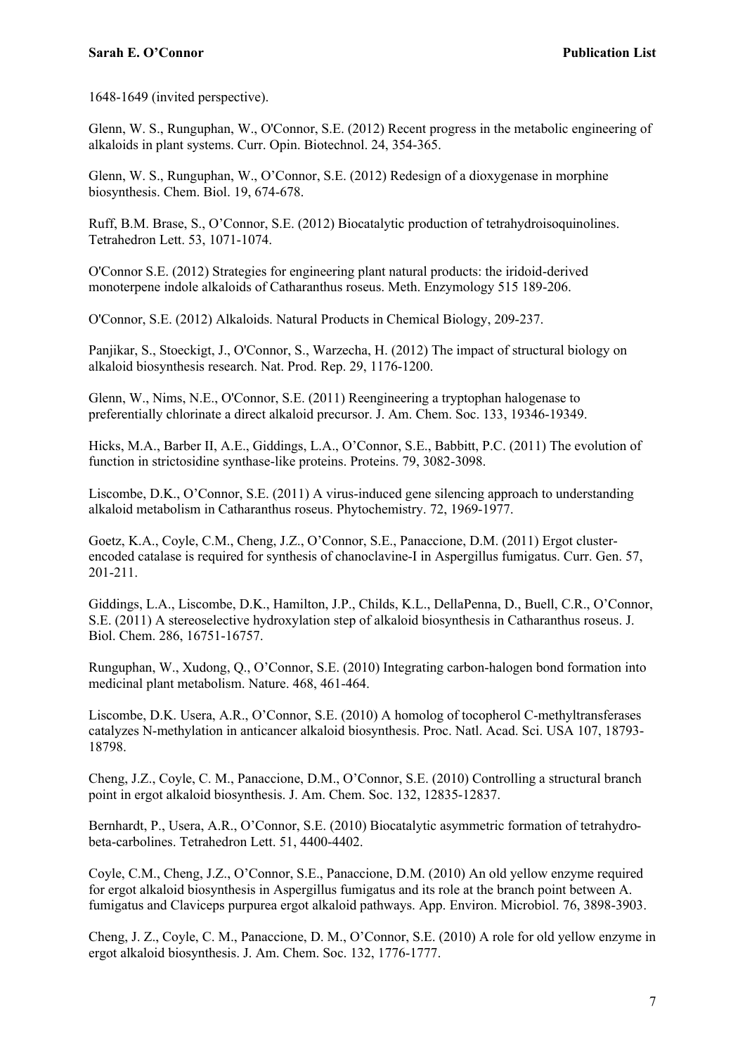1648-1649 (invited perspective).

Glenn, W. S., Runguphan, W., O'Connor, S.E. (2012) Recent progress in the metabolic engineering of alkaloids in plant systems. Curr. Opin. Biotechnol. 24, 354-365.

Glenn, W. S., Runguphan, W., O'Connor, S.E. (2012) Redesign of a dioxygenase in morphine biosynthesis. Chem. Biol. 19, 674-678.

Ruff, B.M. Brase, S., O'Connor, S.E. (2012) Biocatalytic production of tetrahydroisoquinolines. Tetrahedron Lett. 53, 1071-1074.

O'Connor S.E. (2012) Strategies for engineering plant natural products: the iridoid-derived monoterpene indole alkaloids of Catharanthus roseus. Meth. Enzymology 515 189-206.

O'Connor, S.E. (2012) Alkaloids. Natural Products in Chemical Biology, 209-237.

Panjikar, S., Stoeckigt, J., O'Connor, S., Warzecha, H. (2012) The impact of structural biology on alkaloid biosynthesis research. Nat. Prod. Rep. 29, 1176-1200.

Glenn, W., Nims, N.E., O'Connor, S.E. (2011) Reengineering a tryptophan halogenase to preferentially chlorinate a direct alkaloid precursor. J. Am. Chem. Soc. 133, 19346-19349.

Hicks, M.A., Barber II, A.E., Giddings, L.A., O'Connor, S.E., Babbitt, P.C. (2011) The evolution of function in strictosidine synthase-like proteins. Proteins. 79, 3082-3098.

Liscombe, D.K., O'Connor, S.E. (2011) A virus-induced gene silencing approach to understanding alkaloid metabolism in Catharanthus roseus. Phytochemistry. 72, 1969-1977.

Goetz, K.A., Coyle, C.M., Cheng, J.Z., O'Connor, S.E., Panaccione, D.M. (2011) Ergot cluster-encoded catalase is required for synthesis of chanoclavine-I in Aspergillus fumigatus. Curr. Gen. 57, 201-211.

Giddings, L.A., Liscombe, D.K., Hamilton, J.P., Childs, K.L., DellaPenna, D., Buell, C.R., O'Connor, S.E. (2011) A stereoselective hydroxylation step of alkaloid biosynthesis in Catharanthus roseus. J. Biol. Chem. 286, 16751-16757.

Runguphan, W., Xudong, Q., O'Connor, S.E. (2010) Integrating carbon-halogen bond formation into medicinal plant metabolism. Nature. 468, 461-464.

Liscombe, D.K. Usera, A.R., O'Connor, S.E. (2010) A homolog of tocopherol C-methyltransferases catalyzes N-methylation in anticancer alkaloid biosynthesis. Proc. Natl. Acad. Sci. USA 107, 18793-18798.

Cheng, J.Z., Coyle, C. M., Panaccione, D.M., O'Connor, S.E. (2010) Controlling a structural branch point in ergot alkaloid biosynthesis. J. Am. Chem. Soc. 132, 12835-12837.

Bernhardt, P., Usera, A.R., O'Connor, S.E. (2010) Biocatalytic asymmetric formation of tetrahydro-beta-carbolines. Tetrahedron Lett. 51, 4400-4402.

Coyle, C.M., Cheng, J.Z., O'Connor, S.E., Panaccione, D.M. (2010) An old yellow enzyme required for ergot alkaloid biosynthesis in Aspergillus fumigatus and its role at the branch point between A. fumigatus and Claviceps purpurea ergot alkaloid pathways. App. Environ. Microbiol. 76, 3898-3903.

Cheng, J. Z., Coyle, C. M., Panaccione, D. M., O'Connor, S.E. (2010) A role for old yellow enzyme in ergot alkaloid biosynthesis. J. Am. Chem. Soc. 132, 1776-1777.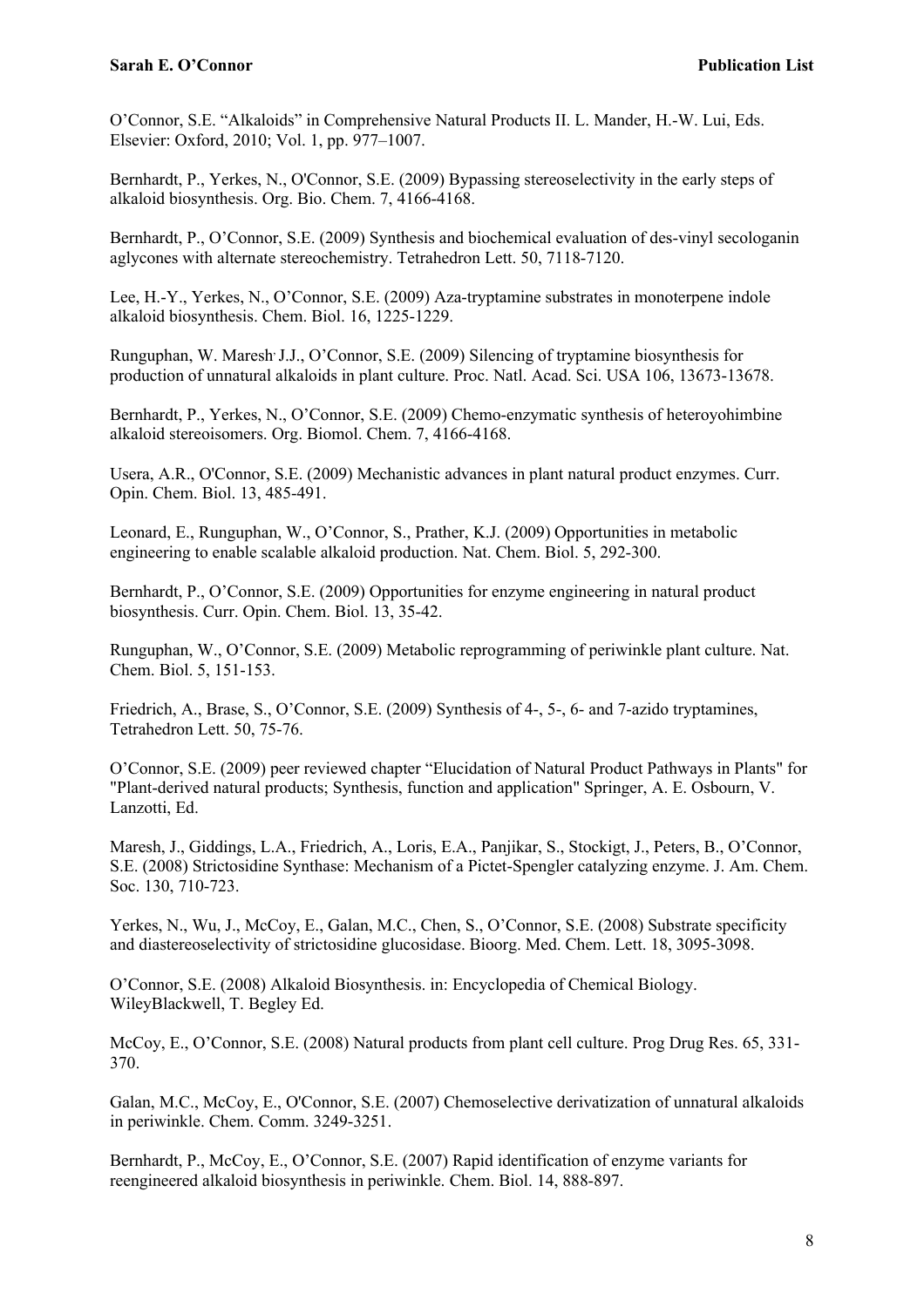O'Connor, S.E. "Alkaloids" in Comprehensive Natural Products II. L. Mander, H.-W. Lui, Eds. Elsevier: Oxford, 2010; Vol. 1, pp. 977–1007.

Bernhardt, P., Yerkes, N., O'Connor, S.E. (2009) Bypassing stereoselectivity in the early steps of alkaloid biosynthesis. Org. Bio. Chem. 7, 4166-4168.

Bernhardt, P., O'Connor, S.E. (2009) Synthesis and biochemical evaluation of des-vinyl secologanin aglycones with alternate stereochemistry. Tetrahedron Lett. 50, 7118-7120.

Lee, H.-Y., Yerkes, N., O'Connor, S.E. (2009) Aza-tryptamine substrates in monoterpene indole alkaloid biosynthesis. Chem. Biol. 16, 1225-1229.

Runguphan, W. Maresh. J.J., O'Connor, S.E. (2009) Silencing of tryptamine biosynthesis for production of unnatural alkaloids in plant culture. Proc. Natl. Acad. Sci. USA 106, 13673-13678.

Bernhardt, P., Yerkes, N., O'Connor, S.E. (2009) Chemo-enzymatic synthesis of heteroyohimbine alkaloid stereoisomers. Org. Biomol. Chem. 7, 4166-4168.

Usera, A.R., O'Connor, S.E. (2009) Mechanistic advances in plant natural product enzymes. Curr. Opin. Chem. Biol. 13, 485-491.

Leonard, E., Runguphan, W., O'Connor, S., Prather, K.J. (2009) Opportunities in metabolic engineering to enable scalable alkaloid production. Nat. Chem. Biol. 5, 292-300.

Bernhardt, P., O'Connor, S.E. (2009) Opportunities for enzyme engineering in natural product biosynthesis. Curr. Opin. Chem. Biol. 13, 35-42.

Runguphan, W., O'Connor, S.E. (2009) Metabolic reprogramming of periwinkle plant culture. Nat. Chem. Biol. 5, 151-153.

Friedrich, A., Brase, S., O'Connor, S.E. (2009) Synthesis of 4-, 5-, 6- and 7-azido tryptamines, Tetrahedron Lett. 50, 75-76.

O'Connor, S.E. (2009) peer reviewed chapter "Elucidation of Natural Product Pathways in Plants" for "Plant-derived natural products; Synthesis, function and application" Springer, A. E. Osbourn, V. Lanzotti, Ed.

Maresh, J., Giddings, L.A., Friedrich, A., Loris, E.A., Panjikar, S., Stockigt, J., Peters, B., O'Connor, S.E. (2008) Strictosidine Synthase: Mechanism of a Pictet-Spengler catalyzing enzyme. J. Am. Chem. Soc. 130, 710-723.

Yerkes, N., Wu, J., McCoy, E., Galan, M.C., Chen, S., O'Connor, S.E. (2008) Substrate specificity and diastereoselectivity of strictosidine glucosidase. Bioorg. Med. Chem. Lett. 18, 3095-3098.

O'Connor, S.E. (2008) Alkaloid Biosynthesis. in: Encyclopedia of Chemical Biology. WileyBlackwell, T. Begley Ed.

McCoy, E., O'Connor, S.E. (2008) Natural products from plant cell culture. Prog Drug Res. 65, 331-370.

Galan, M.C., McCoy, E., O'Connor, S.E. (2007) Chemoselective derivatization of unnatural alkaloids in periwinkle. Chem. Comm. 3249-3251.

Bernhardt, P., McCoy, E., O'Connor, S.E. (2007) Rapid identification of enzyme variants for reengineered alkaloid biosynthesis in periwinkle. Chem. Biol. 14, 888-897.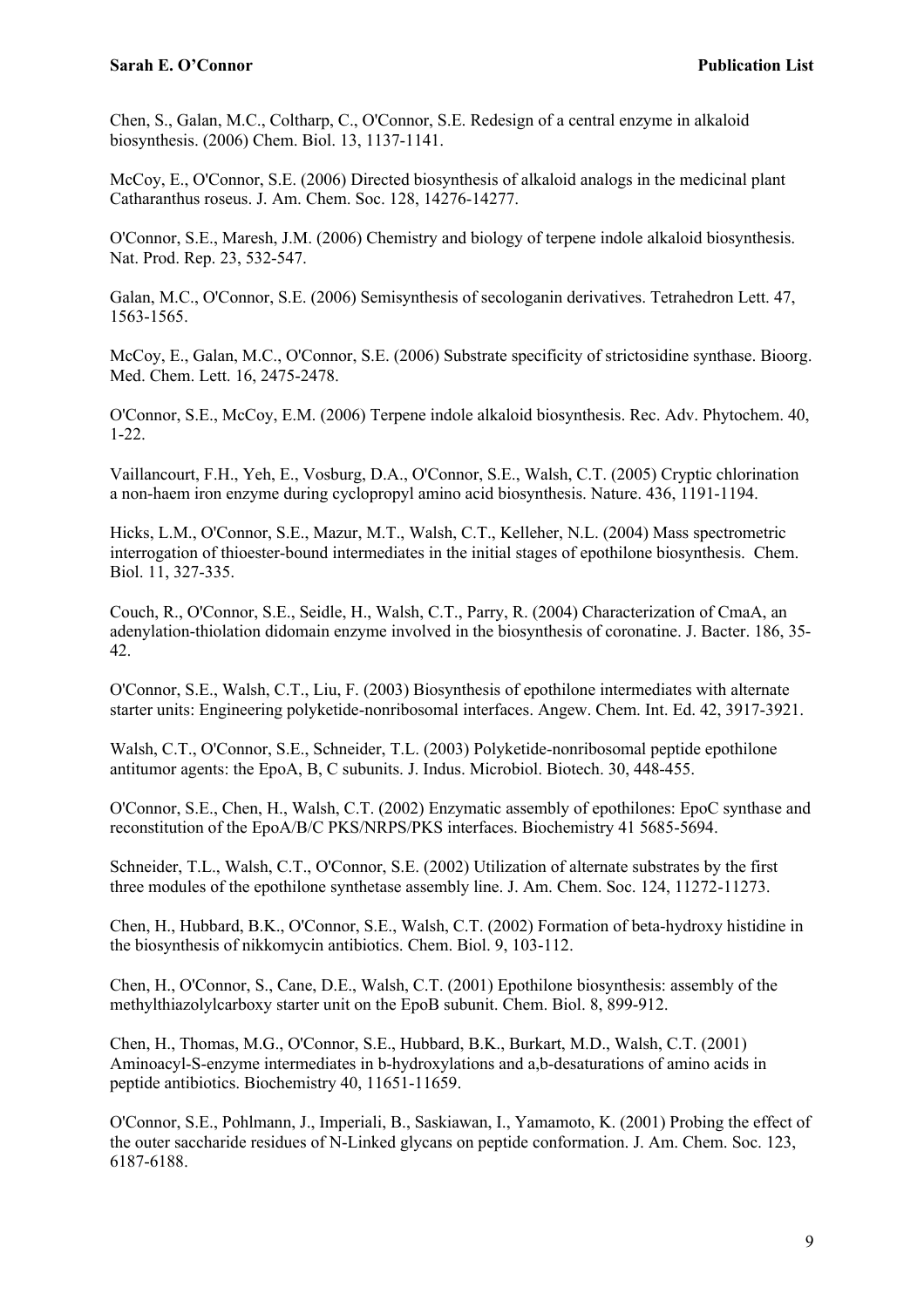Chen, S., Galan, M.C., Coltharp, C., O'Connor, S.E. Redesign of a central enzyme in alkaloid biosynthesis. (2006) Chem. Biol. 13, 1137-1141.

McCoy, E., O'Connor, S.E. (2006) Directed biosynthesis of alkaloid analogs in the medicinal plant Catharanthus roseus. J. Am. Chem. Soc. 128, 14276-14277.

O'Connor, S.E., Maresh, J.M. (2006) Chemistry and biology of terpene indole alkaloid biosynthesis. Nat. Prod. Rep. 23, 532-547.

Galan, M.C., O'Connor, S.E. (2006) Semisynthesis of secologanin derivatives. Tetrahedron Lett. 47, 1563-1565.

McCoy, E., Galan, M.C., O'Connor, S.E. (2006) Substrate specificity of strictosidine synthase. Bioorg. Med. Chem. Lett. 16, 2475-2478.

O'Connor, S.E., McCoy, E.M. (2006) Terpene indole alkaloid biosynthesis. Rec. Adv. Phytochem. 40, 1-22.

Vaillancourt, F.H., Yeh, E., Vosburg, D.A., O'Connor, S.E., Walsh, C.T. (2005) Cryptic chlorination a non-haem iron enzyme during cyclopropyl amino acid biosynthesis. Nature. 436, 1191-1194.

Hicks, L.M., O'Connor, S.E., Mazur, M.T., Walsh, C.T., Kelleher, N.L. (2004) Mass spectrometric interrogation of thioester-bound intermediates in the initial stages of epothilone biosynthesis. Chem. Biol. 11, 327-335.

Couch, R., O'Connor, S.E., Seidle, H., Walsh, C.T., Parry, R. (2004) Characterization of CmaA, an adenylation-thiolation didomain enzyme involved in the biosynthesis of coronatine. J. Bacter. 186, 35-42.

O'Connor, S.E., Walsh, C.T., Liu, F. (2003) Biosynthesis of epothilone intermediates with alternate starter units: Engineering polyketide-nonribosomal interfaces. Angew. Chem. Int. Ed. 42, 3917-3921.

Walsh, C.T., O'Connor, S.E., Schneider, T.L. (2003) Polyketide-nonribosomal peptide epothilone antitumor agents: the EpoA, B, C subunits. J. Indus. Microbiol. Biotech. 30, 448-455.

O'Connor, S.E., Chen, H., Walsh, C.T. (2002) Enzymatic assembly of epothilones: EpoC synthase and reconstitution of the EpoA/B/C PKS/NRPS/PKS interfaces. Biochemistry 41 5685-5694.

Schneider, T.L., Walsh, C.T., O'Connor, S.E. (2002) Utilization of alternate substrates by the first three modules of the epothilone synthetase assembly line. J. Am. Chem. Soc. 124, 11272-11273.

Chen, H., Hubbard, B.K., O'Connor, S.E., Walsh, C.T. (2002) Formation of beta-hydroxy histidine in the biosynthesis of nikkomycin antibiotics. Chem. Biol. 9, 103-112.

Chen, H., O'Connor, S., Cane, D.E., Walsh, C.T. (2001) Epothilone biosynthesis: assembly of the methylthiazolylcarboxy starter unit on the EpoB subunit. Chem. Biol. 8, 899-912.

Chen, H., Thomas, M.G., O'Connor, S.E., Hubbard, B.K., Burkart, M.D., Walsh, C.T. (2001) Aminoacyl-S-enzyme intermediates in b-hydroxylations and a,b-desaturations of amino acids in peptide antibiotics. Biochemistry 40, 11651-11659.

O'Connor, S.E., Pohlmann, J., Imperiali, B., Saskiawan, I., Yamamoto, K. (2001) Probing the effect of the outer saccharide residues of N-Linked glycans on peptide conformation. J. Am. Chem. Soc. 123, 6187-6188.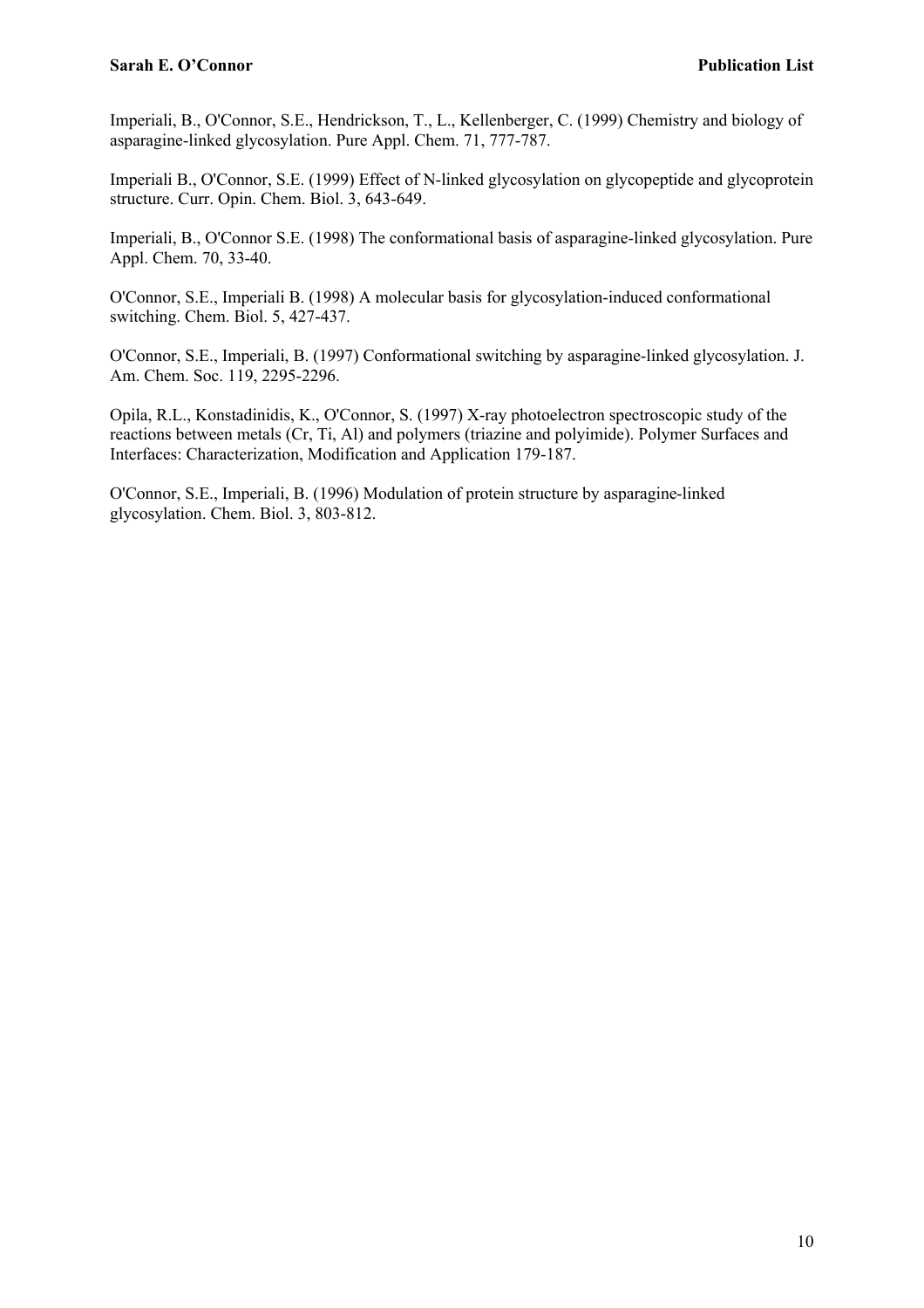Imperiali, B., O'Connor, S.E., Hendrickson, T., L., Kellenberger, C. (1999) Chemistry and biology of asparagine-linked glycosylation. Pure Appl. Chem. 71, 777-787.

Imperiali B., O'Connor, S.E. (1999) Effect of N-linked glycosylation on glycopeptide and glycoprotein structure. Curr. Opin. Chem. Biol. 3, 643-649.

Imperiali, B., O'Connor S.E. (1998) The conformational basis of asparagine-linked glycosylation. Pure Appl. Chem. 70, 33-40.

O'Connor, S.E., Imperiali B. (1998) A molecular basis for glycosylation-induced conformational switching. Chem. Biol. 5, 427-437.

O'Connor, S.E., Imperiali, B. (1997) Conformational switching by asparagine-linked glycosylation. J. Am. Chem. Soc. 119, 2295-2296.

Opila, R.L., Konstadinidis, K., O'Connor, S. (1997) X-ray photoelectron spectroscopic study of the reactions between metals (Cr, Ti, Al) and polymers (triazine and polyimide). Polymer Surfaces and Interfaces: Characterization, Modification and Application 179-187.

O'Connor, S.E., Imperiali, B. (1996) Modulation of protein structure by asparagine-linked glycosylation. Chem. Biol. 3, 803-812.